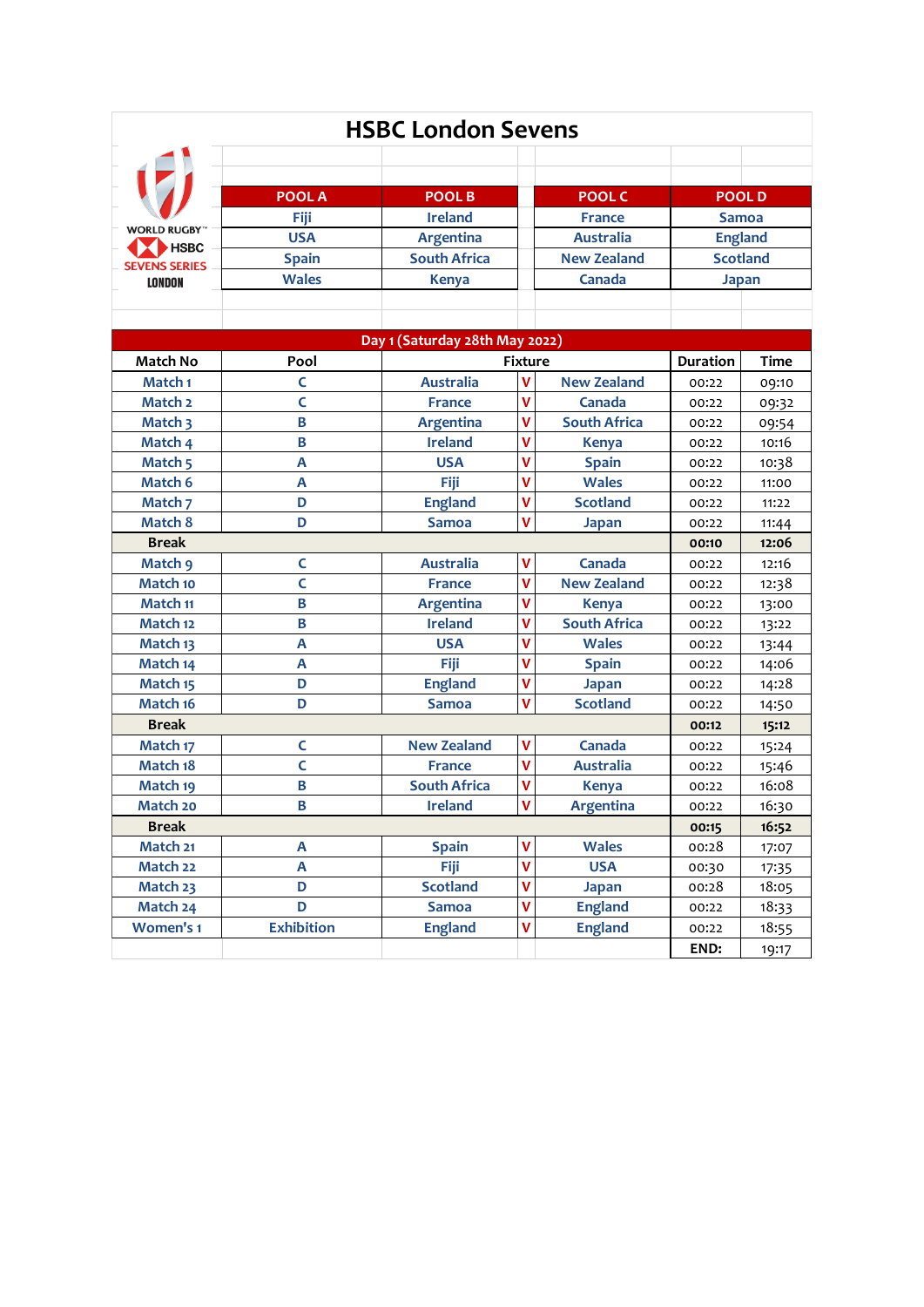# HSBC London Sevens

WORLD RUGBY HSBC SEVENS SERIES LONDON

| POOL A | POOL B | POOL C | POOL D |
| --- | --- | --- | --- |
| Fiji | Ireland | France | Samoa |
| USA | Argentina | Australia | England |
| Spain | South Africa | New Zealand | Scotland |
| Wales | Kenya | Canada | Japan |

## Day 1 (Saturday 28th May 2022)

| Match No | Pool | Fixture | | | Duration | Time |
| --- | --- | --- | --- | --- | --- | --- |
| Match 1 | C | Australia | V | New Zealand | 00:22 | 09:10 |
| Match 2 | C | France | V | Canada | 00:22 | 09:32 |
| Match 3 | B | Argentina | V | South Africa | 00:22 | 09:54 |
| Match 4 | B | Ireland | V | Kenya | 00:22 | 10:16 |
| Match 5 | A | USA | V | Spain | 00:22 | 10:38 |
| Match 6 | A | Fiji | V | Wales | 00:22 | 11:00 |
| Match 7 | D | England | V | Scotland | 00:22 | 11:22 |
| Match 8 | D | Samoa | V | Japan | 00:22 | 11:44 |
| **Break** | | | | | **00:10** | **12:06** |
| Match 9 | C | Australia | V | Canada | 00:22 | 12:16 |
| Match 10 | C | France | V | New Zealand | 00:22 | 12:38 |
| Match 11 | B | Argentina | V | Kenya | 00:22 | 13:00 |
| Match 12 | B | Ireland | V | South Africa | 00:22 | 13:22 |
| Match 13 | A | USA | V | Wales | 00:22 | 13:44 |
| Match 14 | A | Fiji | V | Spain | 00:22 | 14:06 |
| Match 15 | D | England | V | Japan | 00:22 | 14:28 |
| Match 16 | D | Samoa | V | Scotland | 00:22 | 14:50 |
| **Break** | | | | | **00:12** | **15:12** |
| Match 17 | C | New Zealand | V | Canada | 00:22 | 15:24 |
| Match 18 | C | France | V | Australia | 00:22 | 15:46 |
| Match 19 | B | South Africa | V | Kenya | 00:22 | 16:08 |
| Match 20 | B | Ireland | V | Argentina | 00:22 | 16:30 |
| **Break** | | | | | **00:15** | **16:52** |
| Match 21 | A | Spain | V | Wales | 00:28 | 17:07 |
| Match 22 | A | Fiji | V | USA | 00:30 | 17:35 |
| Match 23 | D | Scotland | V | Japan | 00:28 | 18:05 |
| Match 24 | D | Samoa | V | England | 00:22 | 18:33 |
| Women's 1 | Exhibition | England | V | England | 00:22 | 18:55 |
| | | | | | END: | 19:17 |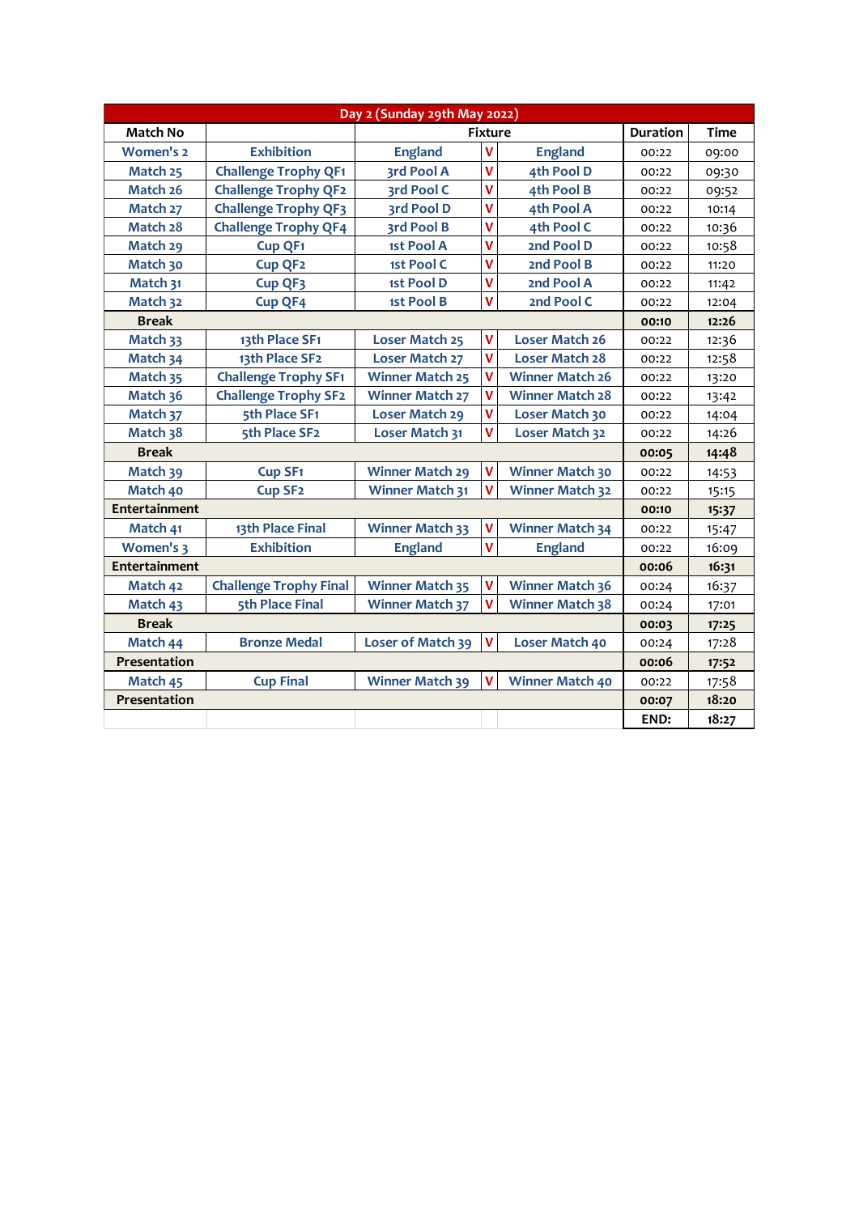| Day 2 (Sunday 29th May 2022) | | | | | | |
|---|---|---|---|---|---|---|
| Match No | | Fixture | | | Duration | Time |
| Women's 2 | Exhibition | England | V | England | 00:22 | 09:00 |
| Match 25 | Challenge Trophy QF1 | 3rd Pool A | V | 4th Pool D | 00:22 | 09:30 |
| Match 26 | Challenge Trophy QF2 | 3rd Pool C | V | 4th Pool B | 00:22 | 09:52 |
| Match 27 | Challenge Trophy QF3 | 3rd Pool D | V | 4th Pool A | 00:22 | 10:14 |
| Match 28 | Challenge Trophy QF4 | 3rd Pool B | V | 4th Pool C | 00:22 | 10:36 |
| Match 29 | Cup QF1 | 1st Pool A | V | 2nd Pool D | 00:22 | 10:58 |
| Match 30 | Cup QF2 | 1st Pool C | V | 2nd Pool B | 00:22 | 11:20 |
| Match 31 | Cup QF3 | 1st Pool D | V | 2nd Pool A | 00:22 | 11:42 |
| Match 32 | Cup QF4 | 1st Pool B | V | 2nd Pool C | 00:22 | 12:04 |
| Break | | | | | 00:10 | 12:26 |
| Match 33 | 13th Place SF1 | Loser Match 25 | V | Loser Match 26 | 00:22 | 12:36 |
| Match 34 | 13th Place SF2 | Loser Match 27 | V | Loser Match 28 | 00:22 | 12:58 |
| Match 35 | Challenge Trophy SF1 | Winner Match 25 | V | Winner Match 26 | 00:22 | 13:20 |
| Match 36 | Challenge Trophy SF2 | Winner Match 27 | V | Winner Match 28 | 00:22 | 13:42 |
| Match 37 | 5th Place SF1 | Loser Match 29 | V | Loser Match 30 | 00:22 | 14:04 |
| Match 38 | 5th Place SF2 | Loser Match 31 | V | Loser Match 32 | 00:22 | 14:26 |
| Break | | | | | 00:05 | 14:48 |
| Match 39 | Cup SF1 | Winner Match 29 | V | Winner Match 30 | 00:22 | 14:53 |
| Match 40 | Cup SF2 | Winner Match 31 | V | Winner Match 32 | 00:22 | 15:15 |
| Entertainment | | | | | 00:10 | 15:37 |
| Match 41 | 13th Place Final | Winner Match 33 | V | Winner Match 34 | 00:22 | 15:47 |
| Women's 3 | Exhibition | England | V | England | 00:22 | 16:09 |
| Entertainment | | | | | 00:06 | 16:31 |
| Match 42 | Challenge Trophy Final | Winner Match 35 | V | Winner Match 36 | 00:24 | 16:37 |
| Match 43 | 5th Place Final | Winner Match 37 | V | Winner Match 38 | 00:24 | 17:01 |
| Break | | | | | 00:03 | 17:25 |
| Match 44 | Bronze Medal | Loser of Match 39 | V | Loser Match 40 | 00:24 | 17:28 |
| Presentation | | | | | 00:06 | 17:52 |
| Match 45 | Cup Final | Winner Match 39 | V | Winner Match 40 | 00:22 | 17:58 |
| Presentation | | | | | 00:07 | 18:20 |
| | | | | | END: | 18:27 |